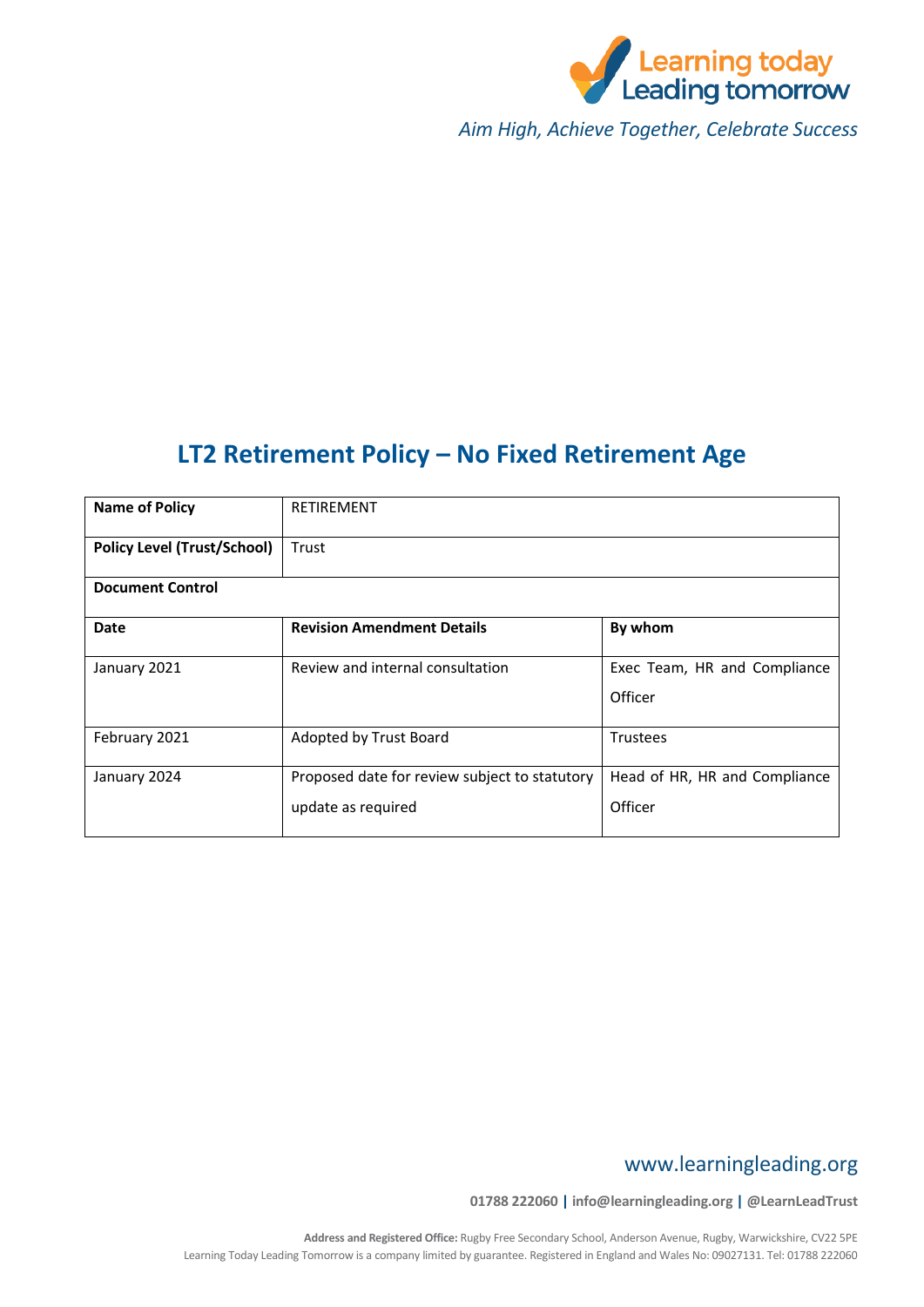Learning today
Leading tomorrow

*Aim High, Achieve Together, Celebrate Success*

# LT2 Retirement Policy – No Fixed Retirement Age

| **Name of Policy** | RETIREMENT | |
|---|---|---|
| **Policy Level (Trust/School)** | Trust | |
| **Document Control** | | |
| **Date** | **Revision Amendment Details** | **By whom** |
| January 2021 | Review and internal consultation | Exec Team, HR and Compliance Officer |
| February 2021 | Adopted by Trust Board | Trustees |
| January 2024 | Proposed date for review subject to statutory update as required | Head of HR, HR and Compliance Officer |

www.learningleading.org

**01788 222060 | info@learningleading.org | @LearnLeadTrust**

**Address and Registered Office:** Rugby Free Secondary School, Anderson Avenue, Rugby, Warwickshire, CV22 5PE
Learning Today Leading Tomorrow is a company limited by guarantee. Registered in England and Wales No: 09027131. Tel: 01788 222060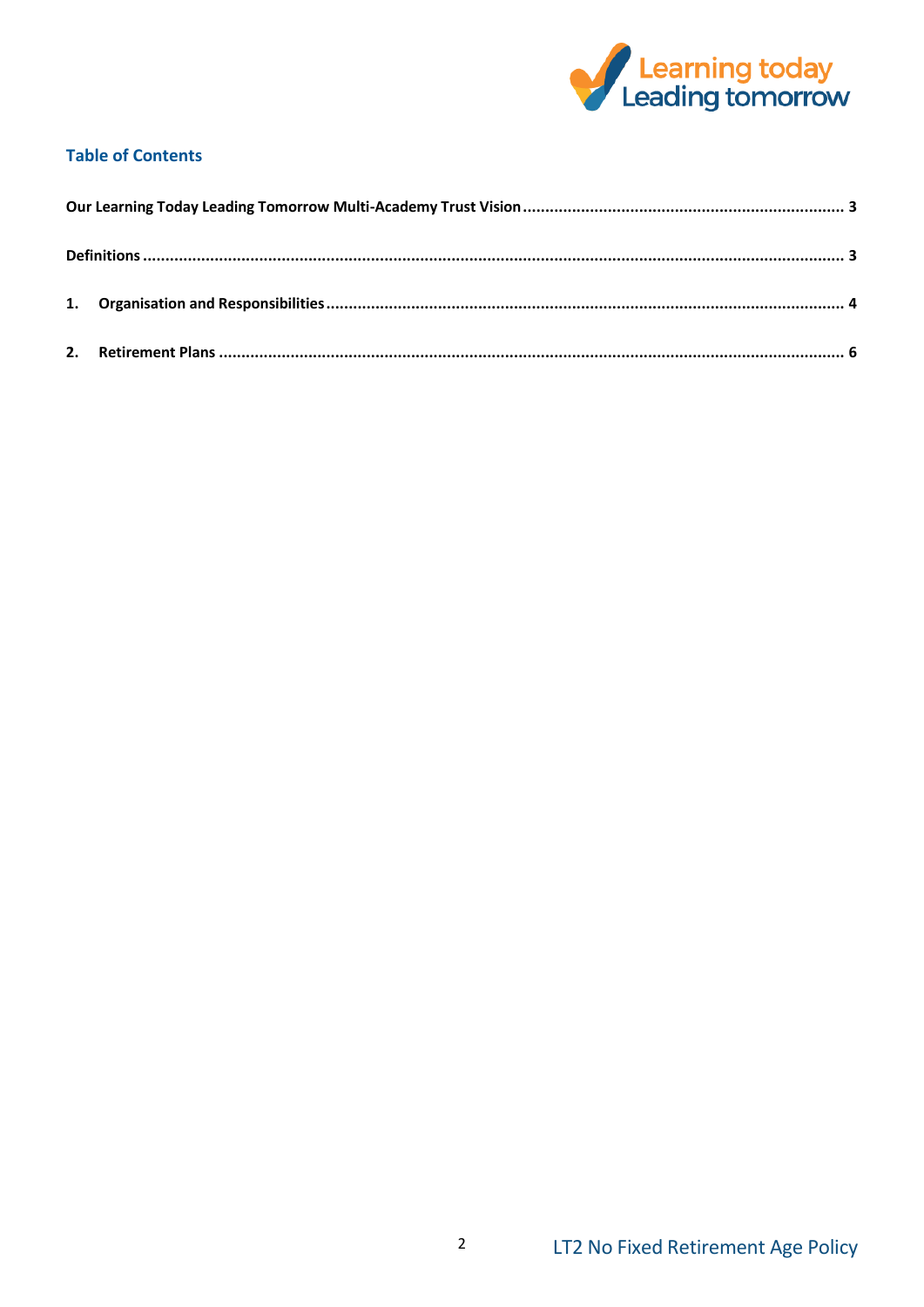## Table of Contents

**Our Learning Today Leading Tomorrow Multi-Academy Trust Vision** .................... 3

**Definitions** .................... 3

**1. Organisation and Responsibilities** .................... 4

**2. Retirement Plans** .................... 6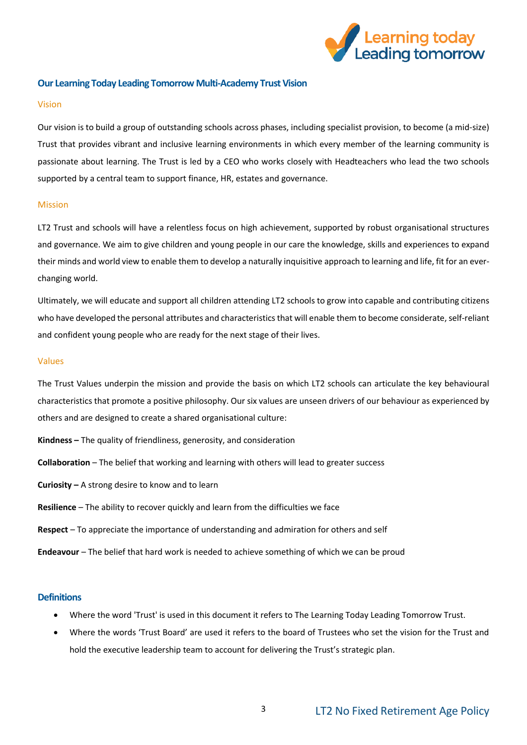## Our Learning Today Leading Tomorrow Multi-Academy Trust Vision

### Vision

Our vision is to build a group of outstanding schools across phases, including specialist provision, to become (a mid-size) Trust that provides vibrant and inclusive learning environments in which every member of the learning community is passionate about learning. The Trust is led by a CEO who works closely with Headteachers who lead the two schools supported by a central team to support finance, HR, estates and governance.

### Mission

LT2 Trust and schools will have a relentless focus on high achievement, supported by robust organisational structures and governance. We aim to give children and young people in our care the knowledge, skills and experiences to expand their minds and world view to enable them to develop a naturally inquisitive approach to learning and life, fit for an ever-changing world.

Ultimately, we will educate and support all children attending LT2 schools to grow into capable and contributing citizens who have developed the personal attributes and characteristics that will enable them to become considerate, self-reliant and confident young people who are ready for the next stage of their lives.

### Values

The Trust Values underpin the mission and provide the basis on which LT2 schools can articulate the key behavioural characteristics that promote a positive philosophy. Our six values are unseen drivers of our behaviour as experienced by others and are designed to create a shared organisational culture:

**Kindness –** The quality of friendliness, generosity, and consideration

**Collaboration** – The belief that working and learning with others will lead to greater success

**Curiosity –** A strong desire to know and to learn

**Resilience** – The ability to recover quickly and learn from the difficulties we face

**Respect** – To appreciate the importance of understanding and admiration for others and self

**Endeavour** – The belief that hard work is needed to achieve something of which we can be proud

## Definitions

- Where the word 'Trust' is used in this document it refers to The Learning Today Leading Tomorrow Trust.
- Where the words 'Trust Board' are used it refers to the board of Trustees who set the vision for the Trust and hold the executive leadership team to account for delivering the Trust's strategic plan.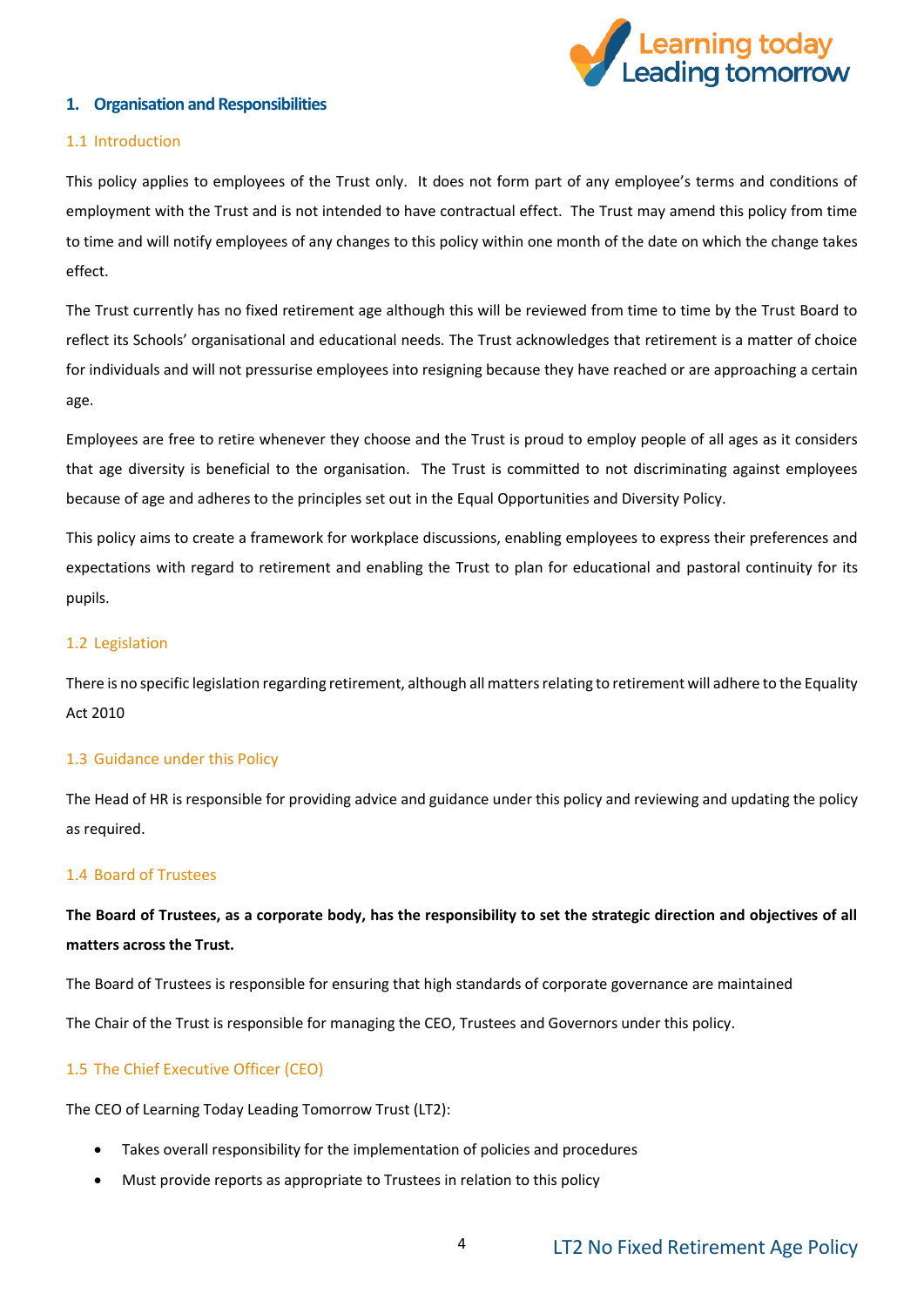## 1. Organisation and Responsibilities

### 1.1 Introduction

This policy applies to employees of the Trust only. It does not form part of any employee's terms and conditions of employment with the Trust and is not intended to have contractual effect. The Trust may amend this policy from time to time and will notify employees of any changes to this policy within one month of the date on which the change takes effect.

The Trust currently has no fixed retirement age although this will be reviewed from time to time by the Trust Board to reflect its Schools' organisational and educational needs. The Trust acknowledges that retirement is a matter of choice for individuals and will not pressurise employees into resigning because they have reached or are approaching a certain age.

Employees are free to retire whenever they choose and the Trust is proud to employ people of all ages as it considers that age diversity is beneficial to the organisation. The Trust is committed to not discriminating against employees because of age and adheres to the principles set out in the Equal Opportunities and Diversity Policy.

This policy aims to create a framework for workplace discussions, enabling employees to express their preferences and expectations with regard to retirement and enabling the Trust to plan for educational and pastoral continuity for its pupils.

### 1.2 Legislation

There is no specific legislation regarding retirement, although all matters relating to retirement will adhere to the Equality Act 2010

### 1.3 Guidance under this Policy

The Head of HR is responsible for providing advice and guidance under this policy and reviewing and updating the policy as required.

### 1.4 Board of Trustees

**The Board of Trustees, as a corporate body, has the responsibility to set the strategic direction and objectives of all matters across the Trust.**

The Board of Trustees is responsible for ensuring that high standards of corporate governance are maintained

The Chair of the Trust is responsible for managing the CEO, Trustees and Governors under this policy.

### 1.5 The Chief Executive Officer (CEO)

The CEO of Learning Today Leading Tomorrow Trust (LT2):

- Takes overall responsibility for the implementation of policies and procedures
- Must provide reports as appropriate to Trustees in relation to this policy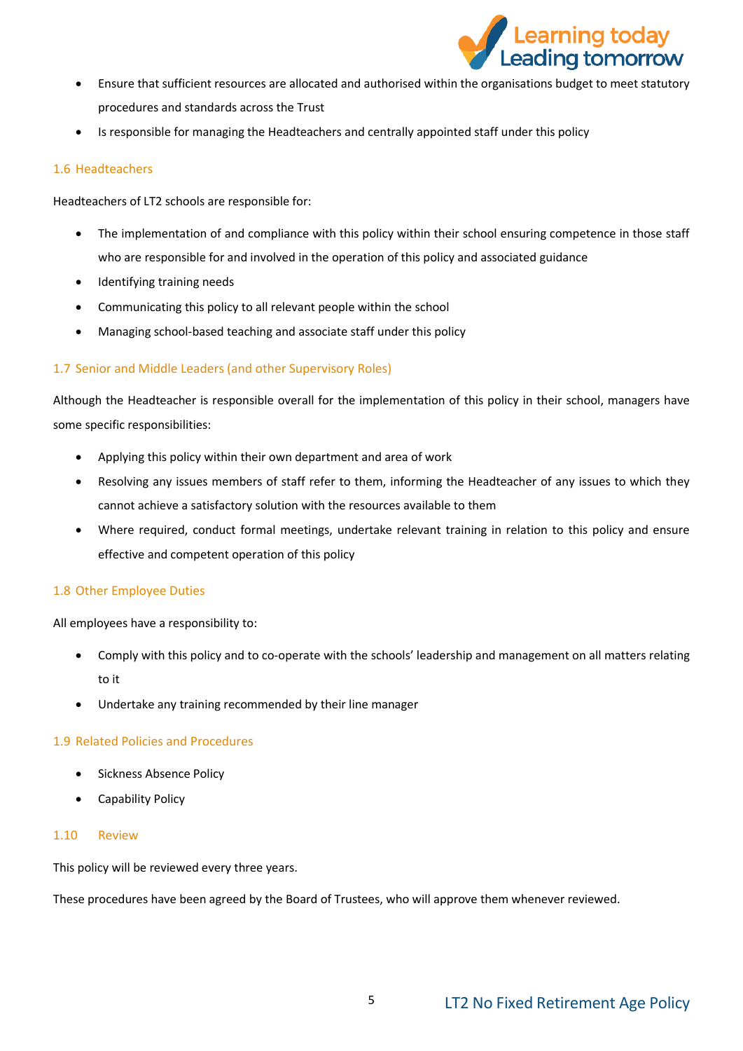- Ensure that sufficient resources are allocated and authorised within the organisations budget to meet statutory procedures and standards across the Trust
- Is responsible for managing the Headteachers and centrally appointed staff under this policy

### 1.6 Headteachers

Headteachers of LT2 schools are responsible for:

- The implementation of and compliance with this policy within their school ensuring competence in those staff who are responsible for and involved in the operation of this policy and associated guidance
- Identifying training needs
- Communicating this policy to all relevant people within the school
- Managing school-based teaching and associate staff under this policy

### 1.7 Senior and Middle Leaders (and other Supervisory Roles)

Although the Headteacher is responsible overall for the implementation of this policy in their school, managers have some specific responsibilities:

- Applying this policy within their own department and area of work
- Resolving any issues members of staff refer to them, informing the Headteacher of any issues to which they cannot achieve a satisfactory solution with the resources available to them
- Where required, conduct formal meetings, undertake relevant training in relation to this policy and ensure effective and competent operation of this policy

### 1.8 Other Employee Duties

All employees have a responsibility to:

- Comply with this policy and to co-operate with the schools' leadership and management on all matters relating to it
- Undertake any training recommended by their line manager

### 1.9 Related Policies and Procedures

- Sickness Absence Policy
- Capability Policy

### 1.10 Review

This policy will be reviewed every three years.

These procedures have been agreed by the Board of Trustees, who will approve them whenever reviewed.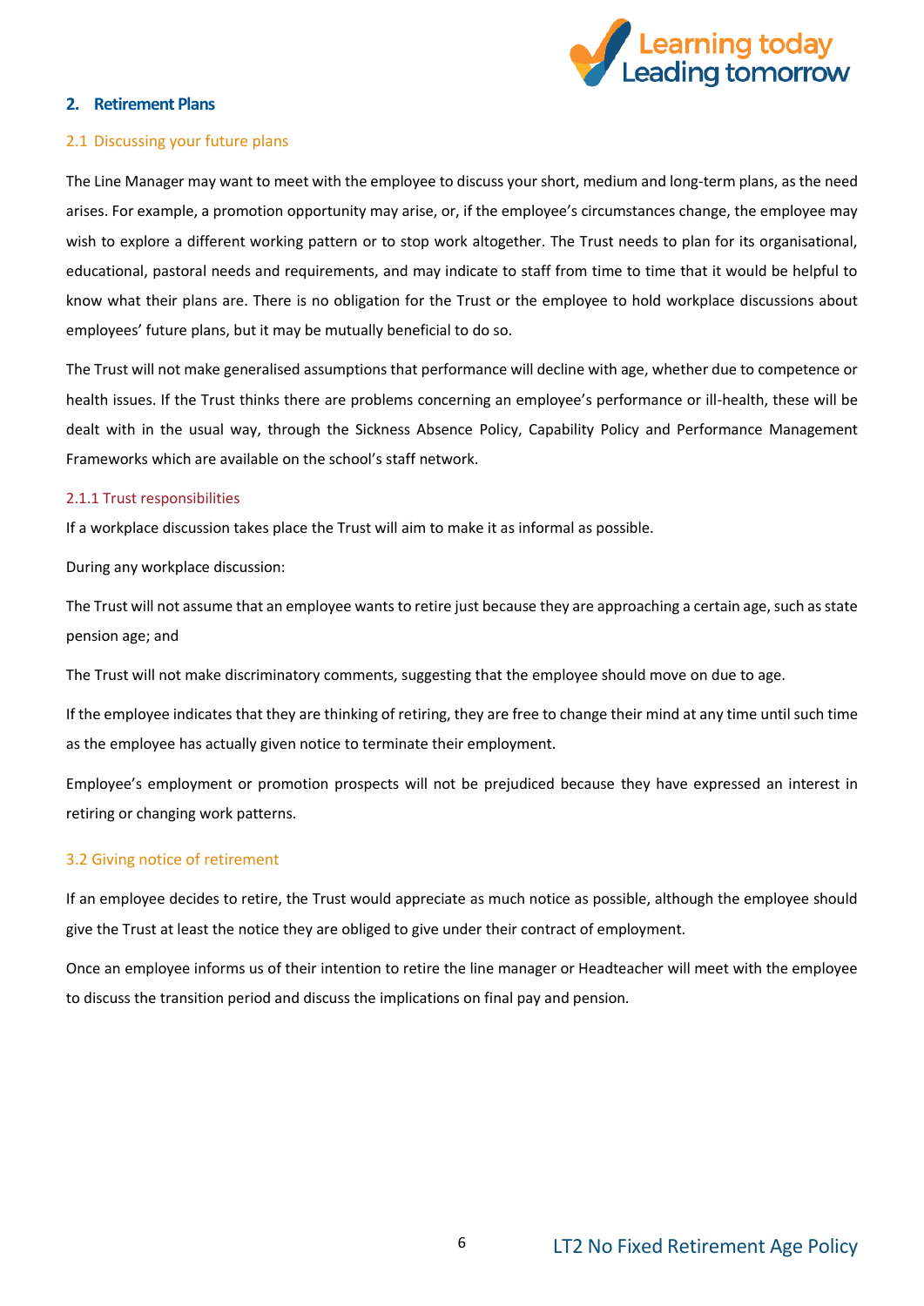## 2. Retirement Plans

### 2.1 Discussing your future plans

The Line Manager may want to meet with the employee to discuss your short, medium and long-term plans, as the need arises. For example, a promotion opportunity may arise, or, if the employee's circumstances change, the employee may wish to explore a different working pattern or to stop work altogether. The Trust needs to plan for its organisational, educational, pastoral needs and requirements, and may indicate to staff from time to time that it would be helpful to know what their plans are. There is no obligation for the Trust or the employee to hold workplace discussions about employees' future plans, but it may be mutually beneficial to do so.

The Trust will not make generalised assumptions that performance will decline with age, whether due to competence or health issues. If the Trust thinks there are problems concerning an employee's performance or ill-health, these will be dealt with in the usual way, through the Sickness Absence Policy, Capability Policy and Performance Management Frameworks which are available on the school's staff network.

#### 2.1.1 Trust responsibilities

If a workplace discussion takes place the Trust will aim to make it as informal as possible.

During any workplace discussion:

The Trust will not assume that an employee wants to retire just because they are approaching a certain age, such as state pension age; and

The Trust will not make discriminatory comments, suggesting that the employee should move on due to age.

If the employee indicates that they are thinking of retiring, they are free to change their mind at any time until such time as the employee has actually given notice to terminate their employment.

Employee's employment or promotion prospects will not be prejudiced because they have expressed an interest in retiring or changing work patterns.

### 3.2 Giving notice of retirement

If an employee decides to retire, the Trust would appreciate as much notice as possible, although the employee should give the Trust at least the notice they are obliged to give under their contract of employment.

Once an employee informs us of their intention to retire the line manager or Headteacher will meet with the employee to discuss the transition period and discuss the implications on final pay and pension.